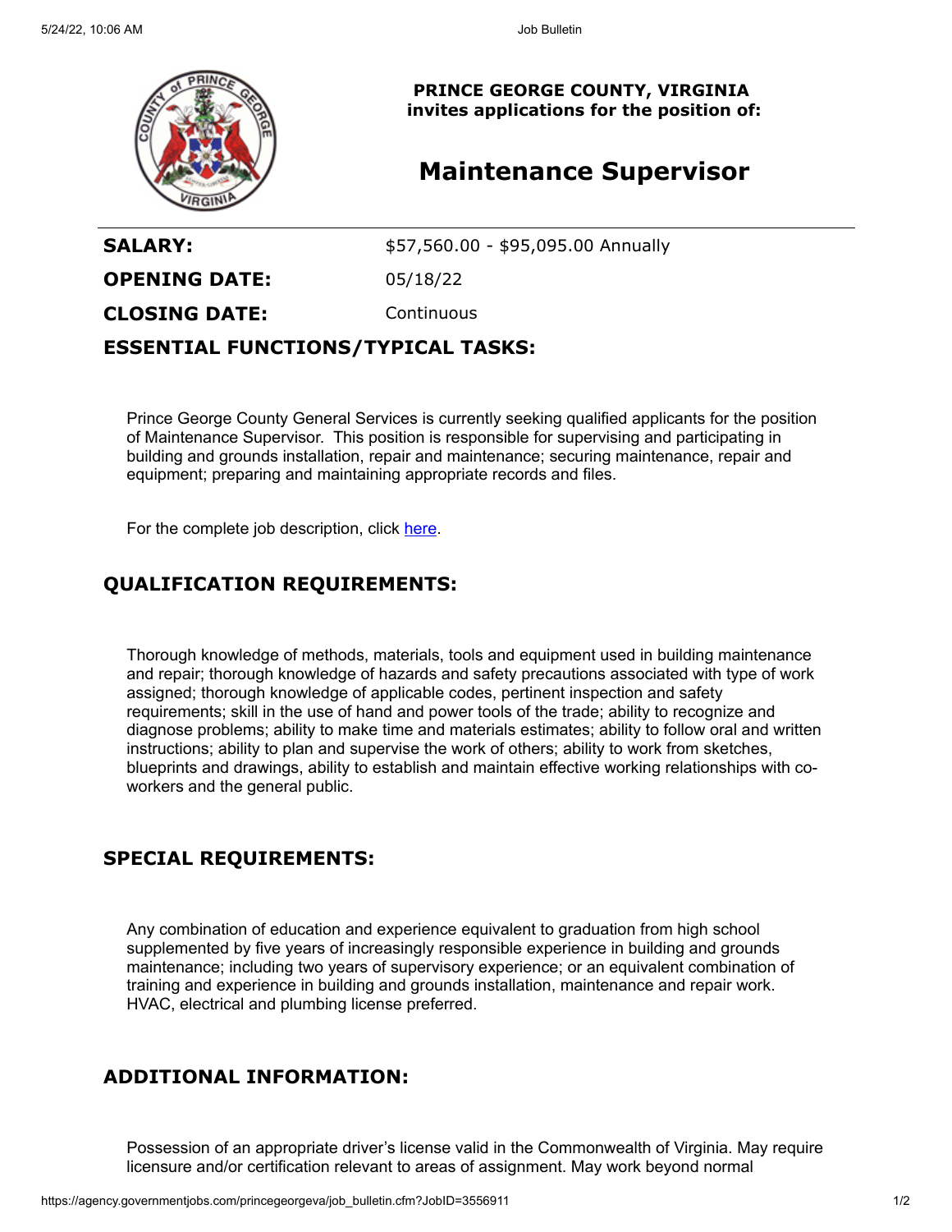**PRINCE GEORGE COUNTY, VIRGINIA**
**invites applications for the position of:**

# Maintenance Supervisor

| | |
|---|---|
| **SALARY:** | $57,560.00 - $95,095.00 Annually |
| **OPENING DATE:** | 05/18/22 |
| **CLOSING DATE:** | Continuous |

## ESSENTIAL FUNCTIONS/TYPICAL TASKS:

Prince George County General Services is currently seeking qualified applicants for the position of Maintenance Supervisor. This position is responsible for supervising and participating in building and grounds installation, repair and maintenance; securing maintenance, repair and equipment; preparing and maintaining appropriate records and files.

For the complete job description, click here.

## QUALIFICATION REQUIREMENTS:

Thorough knowledge of methods, materials, tools and equipment used in building maintenance and repair; thorough knowledge of hazards and safety precautions associated with type of work assigned; thorough knowledge of applicable codes, pertinent inspection and safety requirements; skill in the use of hand and power tools of the trade; ability to recognize and diagnose problems; ability to make time and materials estimates; ability to follow oral and written instructions; ability to plan and supervise the work of others; ability to work from sketches, blueprints and drawings, ability to establish and maintain effective working relationships with co-workers and the general public.

## SPECIAL REQUIREMENTS:

Any combination of education and experience equivalent to graduation from high school supplemented by five years of increasingly responsible experience in building and grounds maintenance; including two years of supervisory experience; or an equivalent combination of training and experience in building and grounds installation, maintenance and repair work. HVAC, electrical and plumbing license preferred.

## ADDITIONAL INFORMATION:

Possession of an appropriate driver's license valid in the Commonwealth of Virginia. May require licensure and/or certification relevant to areas of assignment. May work beyond normal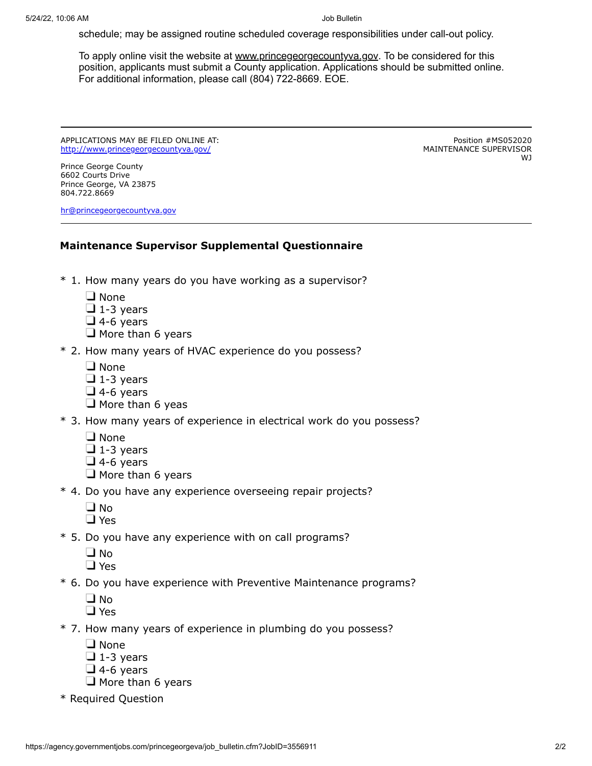schedule; may be assigned routine scheduled coverage responsibilities under call-out policy.

To apply online visit the website at www.princegeorgecountyva.gov. To be considered for this position, applicants must submit a County application. Applications should be submitted online. For additional information, please call (804) 722-8669. EOE.

---

APPLICATIONS MAY BE FILED ONLINE AT:
http://www.princegeorgecountyva.gov/

Position #MS052020
MAINTENANCE SUPERVISOR
WJ

Prince George County
6602 Courts Drive
Prince George, VA 23875
804.722.8669

hr@princegeorgecountyva.gov

---

**Maintenance Supervisor Supplemental Questionnaire**

\* 1. How many years do you have working as a supervisor?

- ❑ None
- ❑ 1-3 years
- ❑ 4-6 years
- ❑ More than 6 years

\* 2. How many years of HVAC experience do you possess?

- ❑ None
- ❑ 1-3 years
- ❑ 4-6 years
- ❑ More than 6 yeas

\* 3. How many years of experience in electrical work do you possess?

- ❑ None
- ❑ 1-3 years
- ❑ 4-6 years
- ❑ More than 6 years

\* 4. Do you have any experience overseeing repair projects?

- ❑ No
- ❑ Yes

\* 5. Do you have any experience with on call programs?

- ❑ No
- ❑ Yes

\* 6. Do you have experience with Preventive Maintenance programs?

- ❑ No
- ❑ Yes

\* 7. How many years of experience in plumbing do you possess?

- ❑ None
- ❑ 1-3 years
- ❑ 4-6 years
- ❑ More than 6 years

\* Required Question